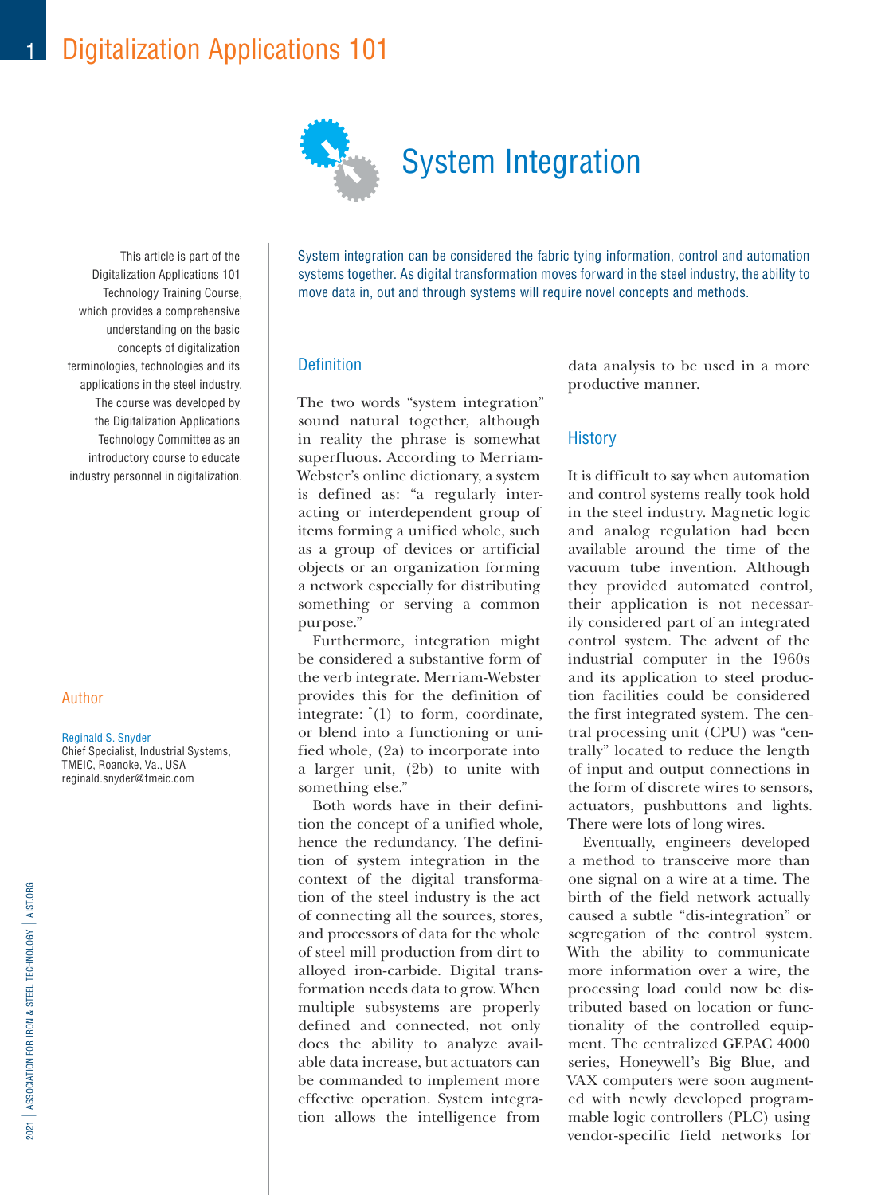# System Integration

This article is part of the Digitalization Applications 101 Technology Training Course, which provides a comprehensive understanding on the basic concepts of digitalization terminologies, technologies and its applications in the steel industry. The course was developed by the Digitalization Applications Technology Committee as an introductory course to educate industry personnel in digitalization.

## Author

Reginald S. Snyder
Chief Specialist, Industrial Systems, TMEIC, Roanoke, Va., USA
reginald.snyder@tmeic.com

System integration can be considered the fabric tying information, control and automation systems together. As digital transformation moves forward in the steel industry, the ability to move data in, out and through systems will require novel concepts and methods.

## Definition

The two words "system integration" sound natural together, although in reality the phrase is somewhat superfluous. According to Merriam-Webster's online dictionary, a system is defined as: "a regularly interacting or interdependent group of items forming a unified whole, such as a group of devices or artificial objects or an organization forming a network especially for distributing something or serving a common purpose."

Furthermore, integration might be considered a substantive form of the verb integrate. Merriam-Webster provides this for the definition of integrate: "(1) to form, coordinate, or blend into a functioning or unified whole, (2a) to incorporate into a larger unit, (2b) to unite with something else."

Both words have in their definition the concept of a unified whole, hence the redundancy. The definition of system integration in the context of the digital transformation of the steel industry is the act of connecting all the sources, stores, and processors of data for the whole of steel mill production from dirt to alloyed iron-carbide. Digital transformation needs data to grow. When multiple subsystems are properly defined and connected, not only does the ability to analyze available data increase, but actuators can be commanded to implement more effective operation. System integration allows the intelligence from data analysis to be used in a more productive manner.

## History

It is difficult to say when automation and control systems really took hold in the steel industry. Magnetic logic and analog regulation had been available around the time of the vacuum tube invention. Although they provided automated control, their application is not necessarily considered part of an integrated control system. The advent of the industrial computer in the 1960s and its application to steel production facilities could be considered the first integrated system. The central processing unit (CPU) was "centrally" located to reduce the length of input and output connections in the form of discrete wires to sensors, actuators, pushbuttons and lights. There were lots of long wires.

Eventually, engineers developed a method to transceive more than one signal on a wire at a time. The birth of the field network actually caused a subtle "dis-integration" or segregation of the control system. With the ability to communicate more information over a wire, the processing load could now be distributed based on location or functionality of the controlled equipment. The centralized GEPAC 4000 series, Honeywell's Big Blue, and VAX computers were soon augmented with newly developed programmable logic controllers (PLC) using vendor-specific field networks for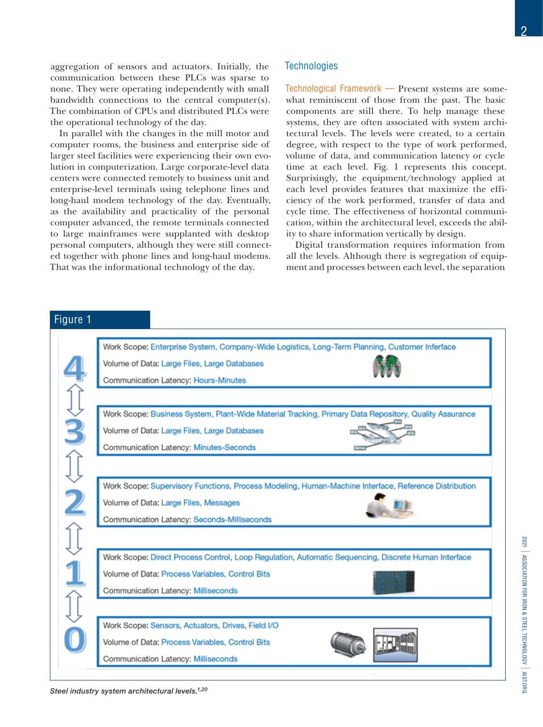aggregation of sensors and actuators. Initially, the communication between these PLCs was sparse to none. They were operating independently with small bandwidth connections to the central computer(s). The combination of CPUs and distributed PLCs were the operational technology of the day.

In parallel with the changes in the mill motor and computer rooms, the business and enterprise side of larger steel facilities were experiencing their own evolution in computerization. Large corporate-level data centers were connected remotely to business unit and enterprise-level terminals using telephone lines and long-haul modem technology of the day. Eventually, as the availability and practicality of the personal computer advanced, the remote terminals connected to large mainframes were supplanted with desktop personal computers, although they were still connected together with phone lines and long-haul modems. That was the informational technology of the day.

## Technologies

**Technological Framework —** Present systems are somewhat reminiscent of those from the past. The basic components are still there. To help manage these systems, they are often associated with system architectural levels. The levels were created, to a certain degree, with respect to the type of work performed, volume of data, and communication latency or cycle time at each level. Fig. 1 represents this concept. Surprisingly, the equipment/technology applied at each level provides features that maximize the efficiency of the work performed, transfer of data and cycle time. The effectiveness of horizontal communication, within the architectural level, exceeds the ability to share information vertically by design.

Digital transformation requires information from all the levels. Although there is segregation of equipment and processes between each level, the separation

### Figure 1

| Level | Work Scope | Volume of Data | Communication Latency |
|---|---|---|---|
| 4 | Enterprise System, Company-Wide Logistics, Long-Term Planning, Customer Interface | Large Files, Large Databases | Hours-Minutes |
| 3 | Business System, Plant-Wide Material Tracking, Primary Data Repository, Quality Assurance | Large Files, Large Databases | Minutes-Seconds |
| 2 | Supervisory Functions, Process Modeling, Human-Machine Interface, Reference Distribution | Large Files, Messages | Seconds-Milliseconds |
| 1 | Direct Process Control, Loop Regulation, Automatic Sequencing, Discrete Human Interface | Process Variables, Control Bits | Milliseconds |
| 0 | Sensors, Actuators, Drives, Field I/O | Process Variables, Control Bits | Milliseconds |

*Steel industry system architectural levels.[1,20]*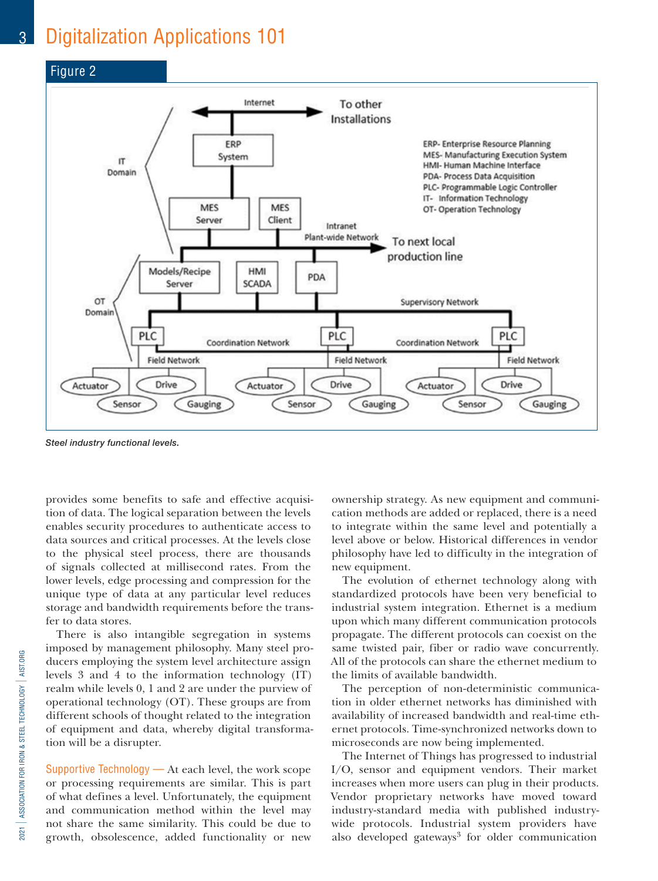## Figure 2

*Steel industry functional levels.*

provides some benefits to safe and effective acquisition of data. The logical separation between the levels enables security procedures to authenticate access to data sources and critical processes. At the levels close to the physical steel process, there are thousands of signals collected at millisecond rates. From the lower levels, edge processing and compression for the unique type of data at any particular level reduces storage and bandwidth requirements before the transfer to data stores.

There is also intangible segregation in systems imposed by management philosophy. Many steel producers employing the system level architecture assign levels 3 and 4 to the information technology (IT) realm while levels 0, 1 and 2 are under the purview of operational technology (OT). These groups are from different schools of thought related to the integration of equipment and data, whereby digital transformation will be a disrupter.

**Supportive Technology —** At each level, the work scope or processing requirements are similar. This is part of what defines a level. Unfortunately, the equipment and communication method within the level may not share the same similarity. This could be due to growth, obsolescence, added functionality or new ownership strategy. As new equipment and communication methods are added or replaced, there is a need to integrate within the same level and potentially a level above or below. Historical differences in vendor philosophy have led to difficulty in the integration of new equipment.

The evolution of ethernet technology along with standardized protocols have been very beneficial to industrial system integration. Ethernet is a medium upon which many different communication protocols propagate. The different protocols can coexist on the same twisted pair, fiber or radio wave concurrently. All of the protocols can share the ethernet medium to the limits of available bandwidth.

The perception of non-deterministic communication in older ethernet networks has diminished with availability of increased bandwidth and real-time ethernet protocols. Time-synchronized networks down to microseconds are now being implemented.

The Internet of Things has progressed to industrial I/O, sensor and equipment vendors. Their market increases when more users can plug in their products. Vendor proprietary networks have moved toward industry-standard media with published industry-wide protocols. Industrial system providers have also developed gateways[3] for older communication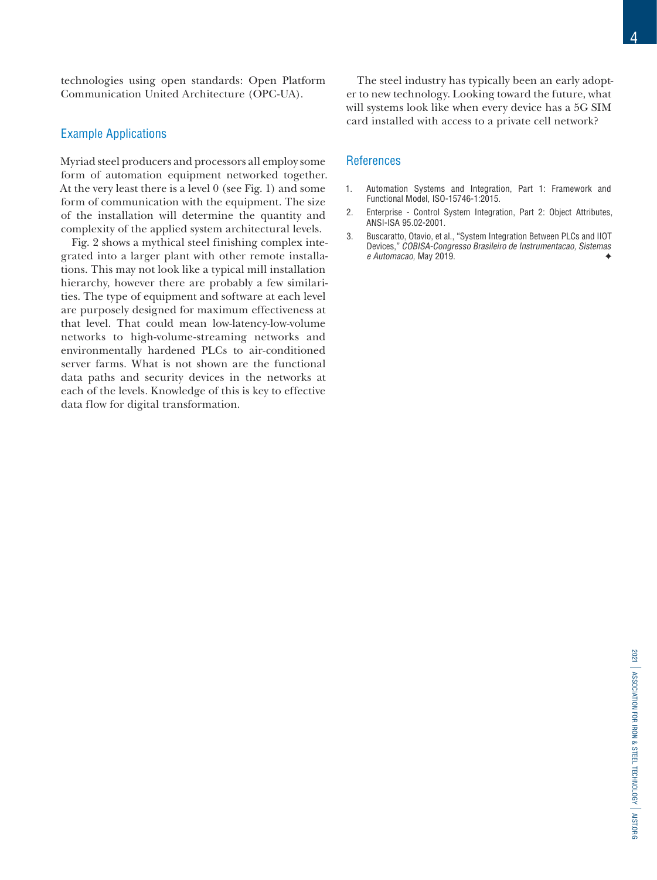technologies using open standards: Open Platform Communication United Architecture (OPC-UA).

## Example Applications

Myriad steel producers and processors all employ some form of automation equipment networked together. At the very least there is a level 0 (see Fig. 1) and some form of communication with the equipment. The size of the installation will determine the quantity and complexity of the applied system architectural levels.

Fig. 2 shows a mythical steel finishing complex integrated into a larger plant with other remote installations. This may not look like a typical mill installation hierarchy, however there are probably a few similarities. The type of equipment and software at each level are purposely designed for maximum effectiveness at that level. That could mean low-latency-low-volume networks to high-volume-streaming networks and environmentally hardened PLCs to air-conditioned server farms. What is not shown are the functional data paths and security devices in the networks at each of the levels. Knowledge of this is key to effective data flow for digital transformation.

The steel industry has typically been an early adopter to new technology. Looking toward the future, what will systems look like when every device has a 5G SIM card installed with access to a private cell network?

## References

1. Automation Systems and Integration, Part 1: Framework and Functional Model, ISO-15746-1:2015.
2. Enterprise - Control System Integration, Part 2: Object Attributes, ANSI-ISA 95.02-2001.
3. Buscaratto, Otavio, et al., "System Integration Between PLCs and IIOT Devices," *COBISA-Congresso Brasileiro de Instrumentacao, Sistemas e Automacao,* May 2019. ✦